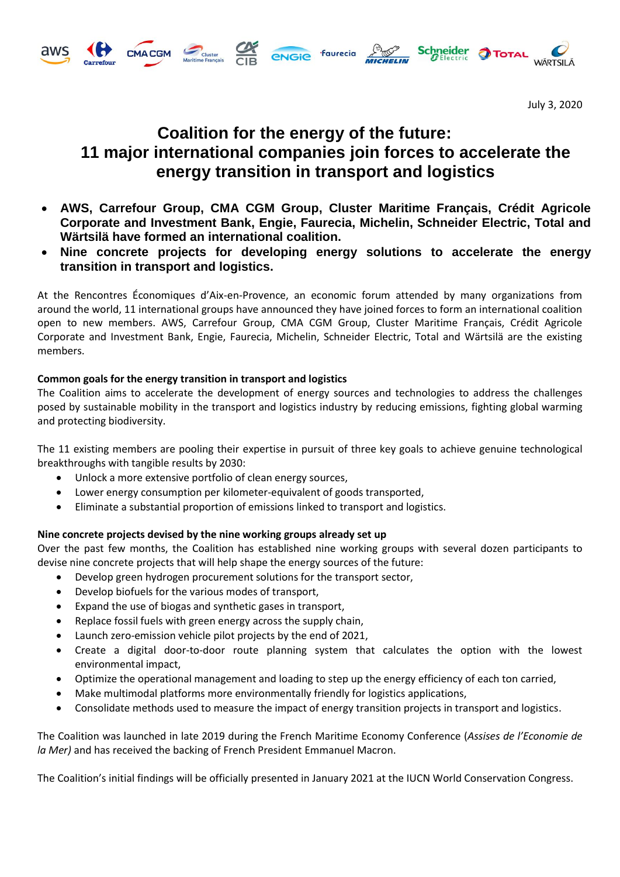July 3, 2020

# Coalition for the energy of the future:
# 11 major international companies join forces to accelerate the energy transition in transport and logistics

- **AWS, Carrefour Group, CMA CGM Group, Cluster Maritime Français, Crédit Agricole Corporate and Investment Bank, Engie, Faurecia, Michelin, Schneider Electric, Total and Wärtsilä have formed an international coalition.**
- **Nine concrete projects for developing energy solutions to accelerate the energy transition in transport and logistics.**

At the Rencontres Économiques d'Aix-en-Provence, an economic forum attended by many organizations from around the world, 11 international groups have announced they have joined forces to form an international coalition open to new members. AWS, Carrefour Group, CMA CGM Group, Cluster Maritime Français, Crédit Agricole Corporate and Investment Bank, Engie, Faurecia, Michelin, Schneider Electric, Total and Wärtsilä are the existing members.

**Common goals for the energy transition in transport and logistics**

The Coalition aims to accelerate the development of energy sources and technologies to address the challenges posed by sustainable mobility in the transport and logistics industry by reducing emissions, fighting global warming and protecting biodiversity.

The 11 existing members are pooling their expertise in pursuit of three key goals to achieve genuine technological breakthroughs with tangible results by 2030:

- Unlock a more extensive portfolio of clean energy sources,
- Lower energy consumption per kilometer-equivalent of goods transported,
- Eliminate a substantial proportion of emissions linked to transport and logistics.

**Nine concrete projects devised by the nine working groups already set up**

Over the past few months, the Coalition has established nine working groups with several dozen participants to devise nine concrete projects that will help shape the energy sources of the future:

- Develop green hydrogen procurement solutions for the transport sector,
- Develop biofuels for the various modes of transport,
- Expand the use of biogas and synthetic gases in transport,
- Replace fossil fuels with green energy across the supply chain,
- Launch zero-emission vehicle pilot projects by the end of 2021,
- Create a digital door-to-door route planning system that calculates the option with the lowest environmental impact,
- Optimize the operational management and loading to step up the energy efficiency of each ton carried,
- Make multimodal platforms more environmentally friendly for logistics applications,
- Consolidate methods used to measure the impact of energy transition projects in transport and logistics.

The Coalition was launched in late 2019 during the French Maritime Economy Conference (*Assises de l'Economie de la Mer)* and has received the backing of French President Emmanuel Macron.

The Coalition's initial findings will be officially presented in January 2021 at the IUCN World Conservation Congress.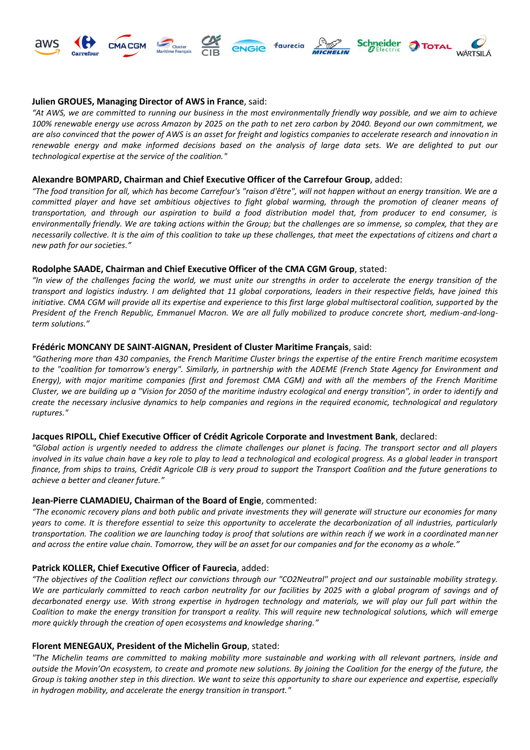**Julien GROUES, Managing Director of AWS in France**, said:

*"At AWS, we are committed to running our business in the most environmentally friendly way possible, and we aim to achieve 100% renewable energy use across Amazon by 2025 on the path to net zero carbon by 2040. Beyond our own commitment, we are also convinced that the power of AWS is an asset for freight and logistics companies to accelerate research and innovation in renewable energy and make informed decisions based on the analysis of large data sets. We are delighted to put our technological expertise at the service of the coalition."*

**Alexandre BOMPARD, Chairman and Chief Executive Officer of the Carrefour Group**, added:

*"The food transition for all, which has become Carrefour's "raison d'être", will not happen without an energy transition. We are a committed player and have set ambitious objectives to fight global warming, through the promotion of cleaner means of transportation, and through our aspiration to build a food distribution model that, from producer to end consumer, is environmentally friendly. We are taking actions within the Group; but the challenges are so immense, so complex, that they are necessarily collective. It is the aim of this coalition to take up these challenges, that meet the expectations of citizens and chart a new path for our societies."*

**Rodolphe SAADE, Chairman and Chief Executive Officer of the CMA CGM Group**, stated:

*"In view of the challenges facing the world, we must unite our strengths in order to accelerate the energy transition of the transport and logistics industry. I am delighted that 11 global corporations, leaders in their respective fields, have joined this initiative. CMA CGM will provide all its expertise and experience to this first large global multisectoral coalition, supported by the President of the French Republic, Emmanuel Macron. We are all fully mobilized to produce concrete short, medium-and-long-term solutions."*

**Frédéric MONCANY DE SAINT-AIGNAN, President of Cluster Maritime Français**, said:

*"Gathering more than 430 companies, the French Maritime Cluster brings the expertise of the entire French maritime ecosystem to the "coalition for tomorrow's energy". Similarly, in partnership with the ADEME (French State Agency for Environment and Energy), with major maritime companies (first and foremost CMA CGM) and with all the members of the French Maritime Cluster, we are building up a "Vision for 2050 of the maritime industry ecological and energy transition", in order to identify and create the necessary inclusive dynamics to help companies and regions in the required economic, technological and regulatory ruptures."*

**Jacques RIPOLL, Chief Executive Officer of Crédit Agricole Corporate and Investment Bank**, declared:

*"Global action is urgently needed to address the climate challenges our planet is facing. The transport sector and all players involved in its value chain have a key role to play to lead a technological and ecological progress. As a global leader in transport finance, from ships to trains, Crédit Agricole CIB is very proud to support the Transport Coalition and the future generations to achieve a better and cleaner future."*

**Jean-Pierre CLAMADIEU, Chairman of the Board of Engie**, commented:

*"The economic recovery plans and both public and private investments they will generate will structure our economies for many years to come. It is therefore essential to seize this opportunity to accelerate the decarbonization of all industries, particularly transportation. The coalition we are launching today is proof that solutions are within reach if we work in a coordinated manner and across the entire value chain. Tomorrow, they will be an asset for our companies and for the economy as a whole."*

**Patrick KOLLER, Chief Executive Officer of Faurecia**, added:

*"The objectives of the Coalition reflect our convictions through our "CO2Neutral" project and our sustainable mobility strategy. We are particularly committed to reach carbon neutrality for our facilities by 2025 with a global program of savings and of decarbonated energy use. With strong expertise in hydrogen technology and materials, we will play our full part within the Coalition to make the energy transition for transport a reality. This will require new technological solutions, which will emerge more quickly through the creation of open ecosystems and knowledge sharing."*

**Florent MENEGAUX, President of the Michelin Group**, stated:

*"The Michelin teams are committed to making mobility more sustainable and working with all relevant partners, inside and outside the Movin'On ecosystem, to create and promote new solutions. By joining the Coalition for the energy of the future, the Group is taking another step in this direction. We want to seize this opportunity to share our experience and expertise, especially in hydrogen mobility, and accelerate the energy transition in transport."*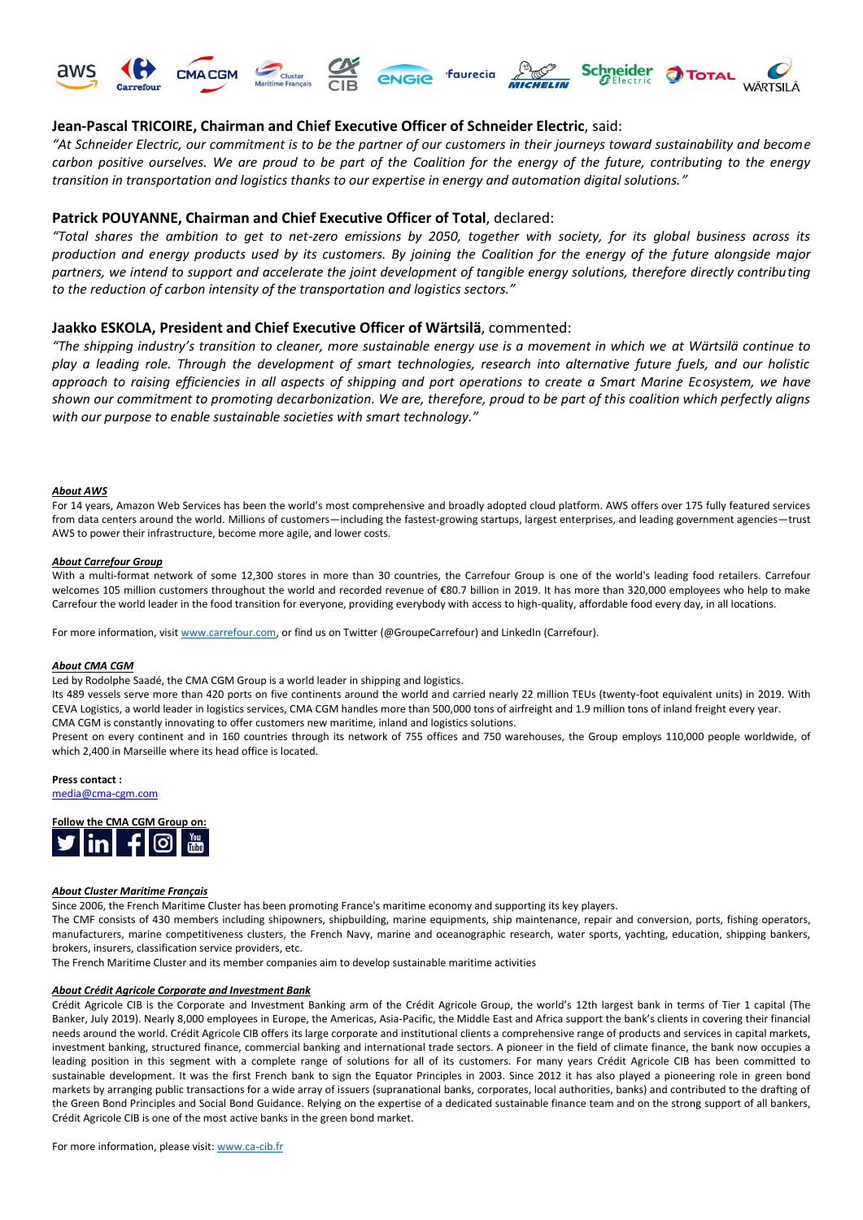**Jean-Pascal TRICOIRE, Chairman and Chief Executive Officer of Schneider Electric**, said:

*"At Schneider Electric, our commitment is to be the partner of our customers in their journeys toward sustainability and become carbon positive ourselves. We are proud to be part of the Coalition for the energy of the future, contributing to the energy transition in transportation and logistics thanks to our expertise in energy and automation digital solutions."*

**Patrick POUYANNE, Chairman and Chief Executive Officer of Total**, declared:

*"Total shares the ambition to get to net-zero emissions by 2050, together with society, for its global business across its production and energy products used by its customers. By joining the Coalition for the energy of the future alongside major partners, we intend to support and accelerate the joint development of tangible energy solutions, therefore directly contributing to the reduction of carbon intensity of the transportation and logistics sectors."*

**Jaakko ESKOLA, President and Chief Executive Officer of Wärtsilä**, commented:

*"The shipping industry's transition to cleaner, more sustainable energy use is a movement in which we at Wärtsilä continue to play a leading role. Through the development of smart technologies, research into alternative future fuels, and our holistic approach to raising efficiencies in all aspects of shipping and port operations to create a Smart Marine Ecosystem, we have shown our commitment to promoting decarbonization. We are, therefore, proud to be part of this coalition which perfectly aligns with our purpose to enable sustainable societies with smart technology."*

***About AWS***

For 14 years, Amazon Web Services has been the world's most comprehensive and broadly adopted cloud platform. AWS offers over 175 fully featured services from data centers around the world. Millions of customers—including the fastest-growing startups, largest enterprises, and leading government agencies—trust AWS to power their infrastructure, become more agile, and lower costs.

***About Carrefour Group***

With a multi-format network of some 12,300 stores in more than 30 countries, the Carrefour Group is one of the world's leading food retailers. Carrefour welcomes 105 million customers throughout the world and recorded revenue of €80.7 billion in 2019. It has more than 320,000 employees who help to make Carrefour the world leader in the food transition for everyone, providing everybody with access to high-quality, affordable food every day, in all locations.

For more information, visit www.carrefour.com, or find us on Twitter (@GroupeCarrefour) and LinkedIn (Carrefour).

***About CMA CGM***

Led by Rodolphe Saadé, the CMA CGM Group is a world leader in shipping and logistics.

Its 489 vessels serve more than 420 ports on five continents around the world and carried nearly 22 million TEUs (twenty-foot equivalent units) in 2019. With CEVA Logistics, a world leader in logistics services, CMA CGM handles more than 500,000 tons of airfreight and 1.9 million tons of inland freight every year.

CMA CGM is constantly innovating to offer customers new maritime, inland and logistics solutions.

Present on every continent and in 160 countries through its network of 755 offices and 750 warehouses, the Group employs 110,000 people worldwide, of which 2,400 in Marseille where its head office is located.

**Press contact :**

media@cma-cgm.com

**Follow the CMA CGM Group on:**

***About Cluster Maritime Français***

Since 2006, the French Maritime Cluster has been promoting France's maritime economy and supporting its key players.

The CMF consists of 430 members including shipowners, shipbuilding, marine equipments, ship maintenance, repair and conversion, ports, fishing operators, manufacturers, marine competitiveness clusters, the French Navy, marine and oceanographic research, water sports, yachting, education, shipping bankers, brokers, insurers, classification service providers, etc.

The French Maritime Cluster and its member companies aim to develop sustainable maritime activities

***About Crédit Agricole Corporate and Investment Bank***

Crédit Agricole CIB is the Corporate and Investment Banking arm of the Crédit Agricole Group, the world's 12th largest bank in terms of Tier 1 capital (The Banker, July 2019). Nearly 8,000 employees in Europe, the Americas, Asia-Pacific, the Middle East and Africa support the bank's clients in covering their financial needs around the world. Crédit Agricole CIB offers its large corporate and institutional clients a comprehensive range of products and services in capital markets, investment banking, structured finance, commercial banking and international trade sectors. A pioneer in the field of climate finance, the bank now occupies a leading position in this segment with a complete range of solutions for all of its customers. For many years Crédit Agricole CIB has been committed to sustainable development. It was the first French bank to sign the Equator Principles in 2003. Since 2012 it has also played a pioneering role in green bond markets by arranging public transactions for a wide array of issuers (supranational banks, corporates, local authorities, banks) and contributed to the drafting of the Green Bond Principles and Social Bond Guidance. Relying on the expertise of a dedicated sustainable finance team and on the strong support of all bankers, Crédit Agricole CIB is one of the most active banks in the green bond market.

For more information, please visit: www.ca-cib.fr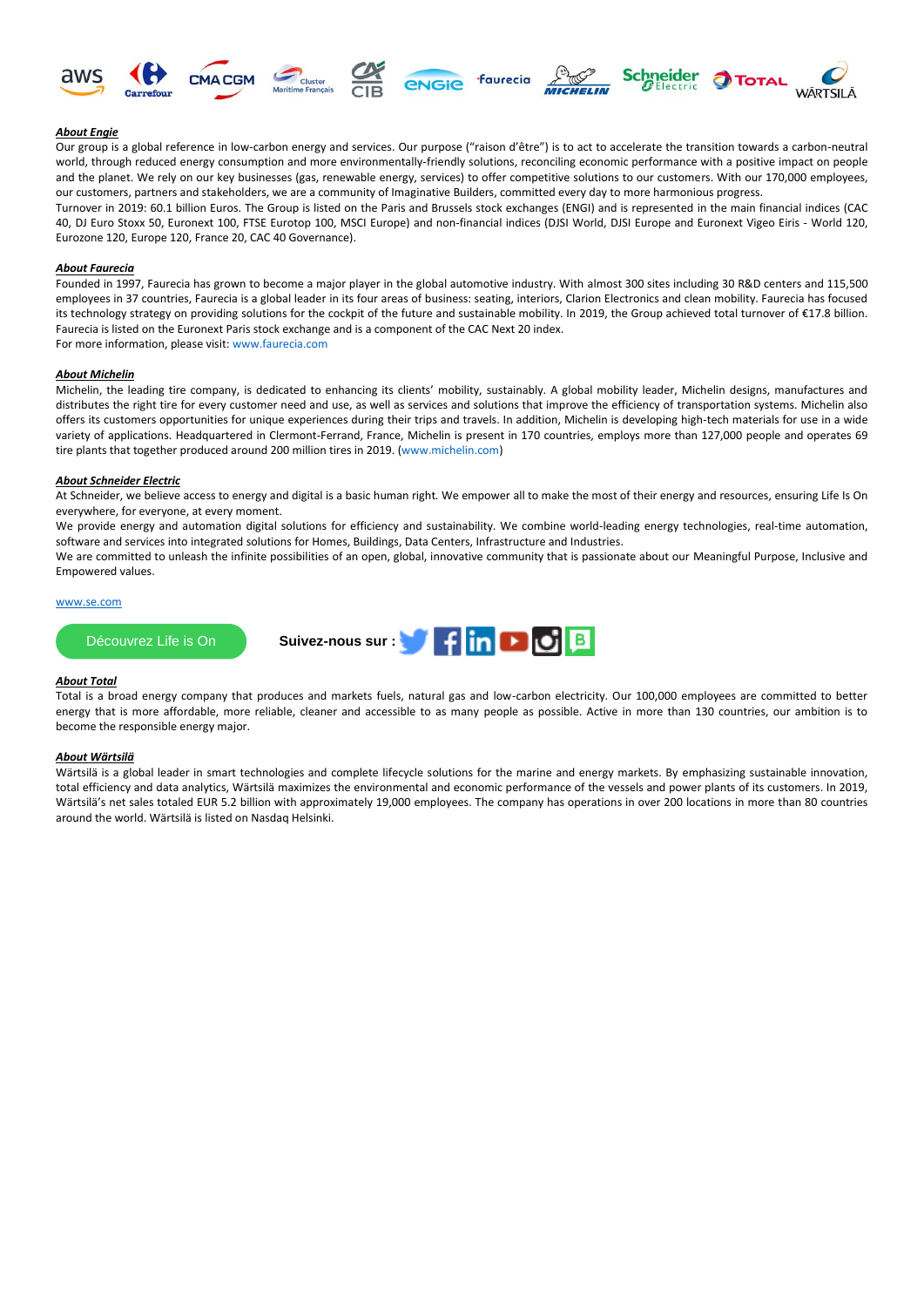***About Engie***

Our group is a global reference in low-carbon energy and services. Our purpose ("raison d'être") is to act to accelerate the transition towards a carbon-neutral world, through reduced energy consumption and more environmentally-friendly solutions, reconciling economic performance with a positive impact on people and the planet. We rely on our key businesses (gas, renewable energy, services) to offer competitive solutions to our customers. With our 170,000 employees, our customers, partners and stakeholders, we are a community of Imaginative Builders, committed every day to more harmonious progress.

Turnover in 2019: 60.1 billion Euros. The Group is listed on the Paris and Brussels stock exchanges (ENGI) and is represented in the main financial indices (CAC 40, DJ Euro Stoxx 50, Euronext 100, FTSE Eurotop 100, MSCI Europe) and non-financial indices (DJSI World, DJSI Europe and Euronext Vigeo Eiris - World 120, Eurozone 120, Europe 120, France 20, CAC 40 Governance).

***About Faurecia***

Founded in 1997, Faurecia has grown to become a major player in the global automotive industry. With almost 300 sites including 30 R&D centers and 115,500 employees in 37 countries, Faurecia is a global leader in its four areas of business: seating, interiors, Clarion Electronics and clean mobility. Faurecia has focused its technology strategy on providing solutions for the cockpit of the future and sustainable mobility. In 2019, the Group achieved total turnover of €17.8 billion. Faurecia is listed on the Euronext Paris stock exchange and is a component of the CAC Next 20 index.

For more information, please visit: www.faurecia.com

***About Michelin***

Michelin, the leading tire company, is dedicated to enhancing its clients' mobility, sustainably. A global mobility leader, Michelin designs, manufactures and distributes the right tire for every customer need and use, as well as services and solutions that improve the efficiency of transportation systems. Michelin also offers its customers opportunities for unique experiences during their trips and travels. In addition, Michelin is developing high-tech materials for use in a wide variety of applications. Headquartered in Clermont-Ferrand, France, Michelin is present in 170 countries, employs more than 127,000 people and operates 69 tire plants that together produced around 200 million tires in 2019. (www.michelin.com)

***About Schneider Electric***

At Schneider, we believe access to energy and digital is a basic human right. We empower all to make the most of their energy and resources, ensuring Life Is On everywhere, for everyone, at every moment.

We provide energy and automation digital solutions for efficiency and sustainability. We combine world-leading energy technologies, real-time automation, software and services into integrated solutions for Homes, Buildings, Data Centers, Infrastructure and Industries.

We are committed to unleash the infinite possibilities of an open, global, innovative community that is passionate about our Meaningful Purpose, Inclusive and Empowered values.

www.se.com

Découvrez Life is On    **Suivez-nous sur :**

***About Total***

Total is a broad energy company that produces and markets fuels, natural gas and low-carbon electricity. Our 100,000 employees are committed to better energy that is more affordable, more reliable, cleaner and accessible to as many people as possible. Active in more than 130 countries, our ambition is to become the responsible energy major.

***About Wärtsilä***

Wärtsilä is a global leader in smart technologies and complete lifecycle solutions for the marine and energy markets. By emphasizing sustainable innovation, total efficiency and data analytics, Wärtsilä maximizes the environmental and economic performance of the vessels and power plants of its customers. In 2019, Wärtsilä's net sales totaled EUR 5.2 billion with approximately 19,000 employees. The company has operations in over 200 locations in more than 80 countries around the world. Wärtsilä is listed on Nasdaq Helsinki.